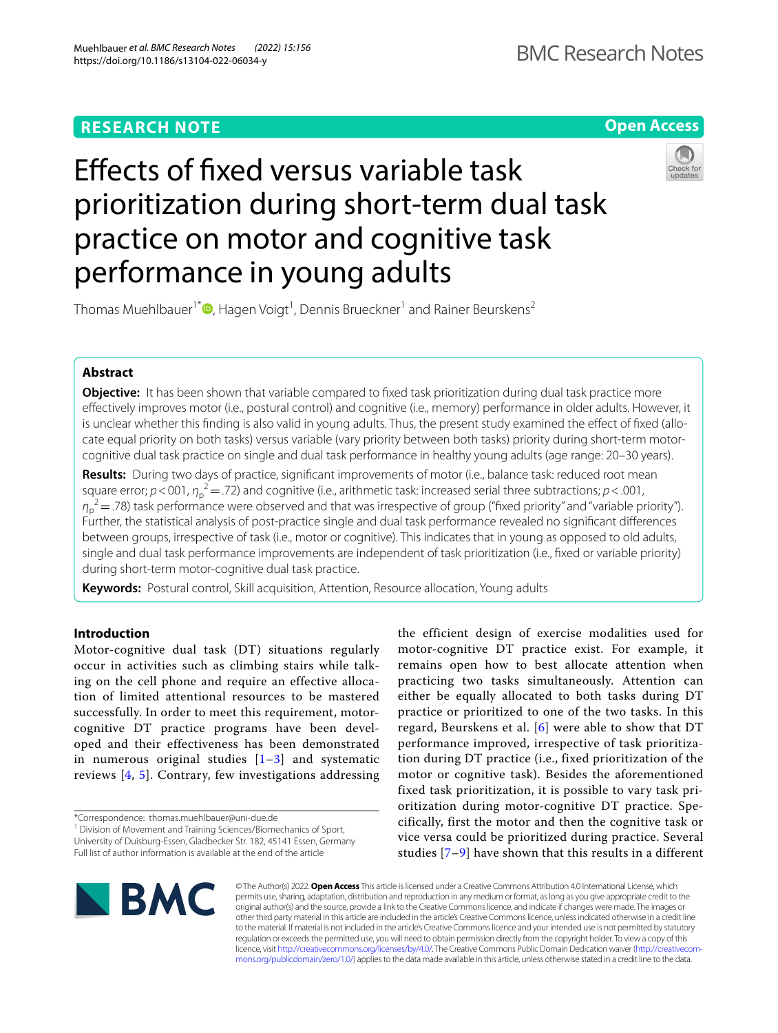RESEARCH NOTE

Open Access

# Effects of fixed versus variable task prioritization during short-term dual task practice on motor and cognitive task performance in young adults

Thomas Muehlbauer[1*], Hagen Voigt[1], Dennis Brueckner[1] and Rainer Beurskens[2]

## Abstract

**Objective:** It has been shown that variable compared to fixed task prioritization during dual task practice more effectively improves motor (i.e., postural control) and cognitive (i.e., memory) performance in older adults. However, it is unclear whether this finding is also valid in young adults. Thus, the present study examined the effect of fixed (allocate equal priority on both tasks) versus variable (vary priority between both tasks) priority during short-term motor-cognitive dual task practice on single and dual task performance in healthy young adults (age range: 20–30 years).

**Results:** During two days of practice, significant improvements of motor (i.e., balance task: reduced root mean square error; $p < 001$, $\eta_p^2 = .72$) and cognitive (i.e., arithmetic task: increased serial three subtractions; $p < .001$, $\eta_p^2 = .78$) task performance were observed and that was irrespective of group ("fixed priority" and "variable priority"). Further, the statistical analysis of post-practice single and dual task performance revealed no significant differences between groups, irrespective of task (i.e., motor or cognitive). This indicates that in young as opposed to old adults, single and dual task performance improvements are independent of task prioritization (i.e., fixed or variable priority) during short-term motor-cognitive dual task practice.

**Keywords:** Postural control, Skill acquisition, Attention, Resource allocation, Young adults

## Introduction

Motor-cognitive dual task (DT) situations regularly occur in activities such as climbing stairs while talking on the cell phone and require an effective allocation of limited attentional resources to be mastered successfully. In order to meet this requirement, motor-cognitive DT practice programs have been developed and their effectiveness has been demonstrated in numerous original studies [1–3] and systematic reviews [4, 5]. Contrary, few investigations addressing the efficient design of exercise modalities used for motor-cognitive DT practice exist. For example, it remains open how to best allocate attention when practicing two tasks simultaneously. Attention can either be equally allocated to both tasks during DT practice or prioritized to one of the two tasks. In this regard, Beurskens et al. [6] were able to show that DT performance improved, irrespective of task prioritization during DT practice (i.e., fixed prioritization of the motor or cognitive task). Besides the aforementioned fixed task prioritization, it is possible to vary task prioritization during motor-cognitive DT practice. Specifically, first the motor and then the cognitive task or vice versa could be prioritized during practice. Several studies [7–9] have shown that this results in a different

*Correspondence: thomas.muehlbauer@uni-due.de
[1] Division of Movement and Training Sciences/Biomechanics of Sport, University of Duisburg-Essen, Gladbecker Str. 182, 45141 Essen, Germany
Full list of author information is available at the end of the article

© The Author(s) 2022. **Open Access** This article is licensed under a Creative Commons Attribution 4.0 International License, which permits use, sharing, adaptation, distribution and reproduction in any medium or format, as long as you give appropriate credit to the original author(s) and the source, provide a link to the Creative Commons licence, and indicate if changes were made. The images or other third party material in this article are included in the article's Creative Commons licence, unless indicated otherwise in a credit line to the material. If material is not included in the article's Creative Commons licence and your intended use is not permitted by statutory regulation or exceeds the permitted use, you will need to obtain permission directly from the copyright holder. To view a copy of this licence, visit http://creativecommons.org/licenses/by/4.0/. The Creative Commons Public Domain Dedication waiver (http://creativecommons.org/publicdomain/zero/1.0/) applies to the data made available in this article, unless otherwise stated in a credit line to the data.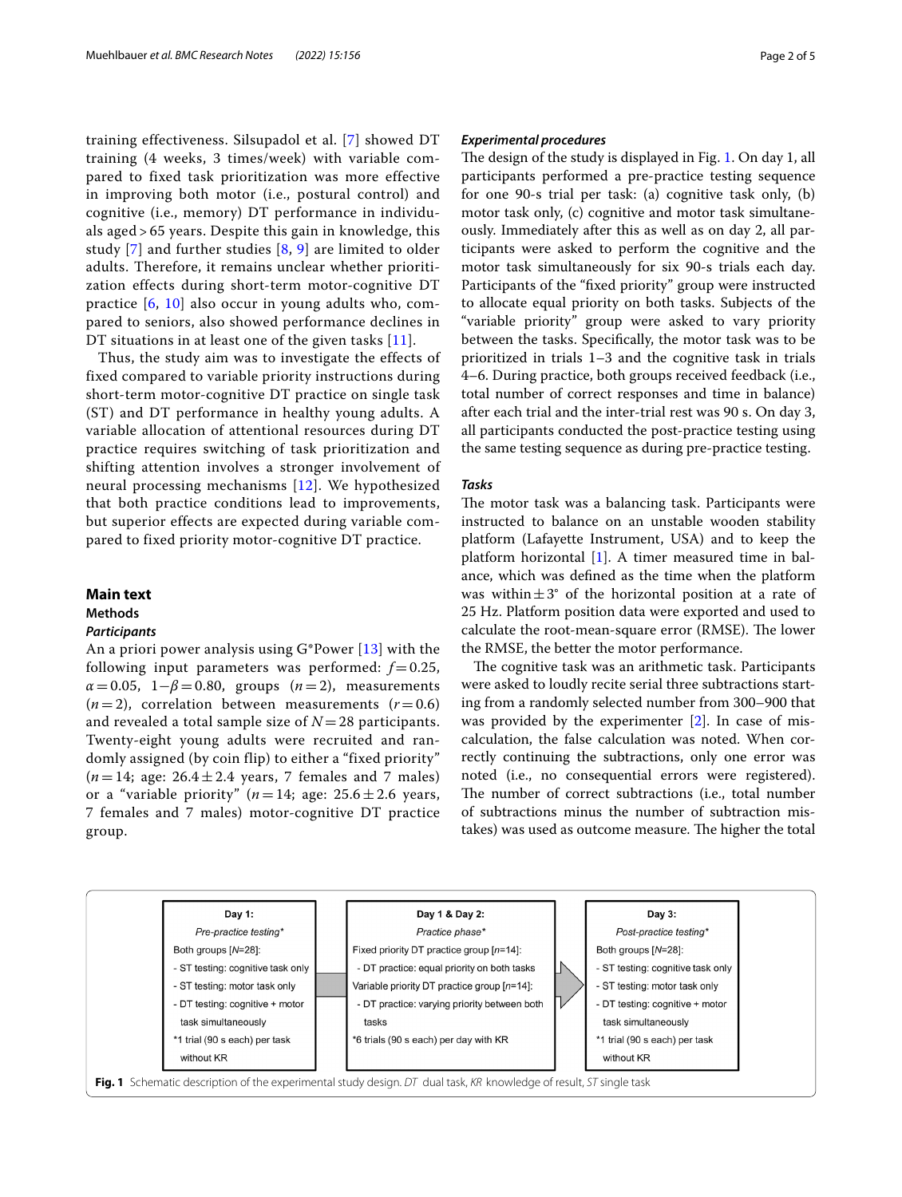training effectiveness. Silsupadol et al. [7] showed DT training (4 weeks, 3 times/week) with variable compared to fixed task prioritization was more effective in improving both motor (i.e., postural control) and cognitive (i.e., memory) DT performance in individuals aged > 65 years. Despite this gain in knowledge, this study [7] and further studies [8, 9] are limited to older adults. Therefore, it remains unclear whether prioritization effects during short-term motor-cognitive DT practice [6, 10] also occur in young adults who, compared to seniors, also showed performance declines in DT situations in at least one of the given tasks [11].

Thus, the study aim was to investigate the effects of fixed compared to variable priority instructions during short-term motor-cognitive DT practice on single task (ST) and DT performance in healthy young adults. A variable allocation of attentional resources during DT practice requires switching of task prioritization and shifting attention involves a stronger involvement of neural processing mechanisms [12]. We hypothesized that both practice conditions lead to improvements, but superior effects are expected during variable compared to fixed priority motor-cognitive DT practice.

## Main text

### Methods

#### *Participants*

An a priori power analysis using G*Power [13] with the following input parameters was performed: $f = 0.25$, $\alpha = 0.05$, $1-\beta = 0.80$, groups ($n = 2$), measurements ($n = 2$), correlation between measurements ($r = 0.6$) and revealed a total sample size of $N = 28$ participants. Twenty-eight young adults were recruited and randomly assigned (by coin flip) to either a "fixed priority" ($n = 14$; age: $26.4 \pm 2.4$ years, 7 females and 7 males) or a "variable priority" ($n = 14$; age: $25.6 \pm 2.6$ years, 7 females and 7 males) motor-cognitive DT practice group.

#### *Experimental procedures*

The design of the study is displayed in Fig. 1. On day 1, all participants performed a pre-practice testing sequence for one 90-s trial per task: (a) cognitive task only, (b) motor task only, (c) cognitive and motor task simultaneously. Immediately after this as well as on day 2, all participants were asked to perform the cognitive and the motor task simultaneously for six 90-s trials each day. Participants of the "fixed priority" group were instructed to allocate equal priority on both tasks. Subjects of the "variable priority" group were asked to vary priority between the tasks. Specifically, the motor task was to be prioritized in trials 1–3 and the cognitive task in trials 4–6. During practice, both groups received feedback (i.e., total number of correct responses and time in balance) after each trial and the inter-trial rest was 90 s. On day 3, all participants conducted the post-practice testing using the same testing sequence as during pre-practice testing.

#### *Tasks*

The motor task was a balancing task. Participants were instructed to balance on an unstable wooden stability platform (Lafayette Instrument, USA) and to keep the platform horizontal [1]. A timer measured time in balance, which was defined as the time when the platform was within ± 3° of the horizontal position at a rate of 25 Hz. Platform position data were exported and used to calculate the root-mean-square error (RMSE). The lower the RMSE, the better the motor performance.

The cognitive task was an arithmetic task. Participants were asked to loudly recite serial three subtractions starting from a randomly selected number from 300–900 that was provided by the experimenter [2]. In case of miscalculation, the false calculation was noted. When correctly continuing the subtractions, only one error was noted (i.e., no consequential errors were registered). The number of correct subtractions (i.e., total number of subtractions minus the number of subtraction mistakes) was used as outcome measure. The higher the total

| Day 1: | Day 1 & Day 2: | Day 3: |
|---|---|---|
| *Pre-practice testing** | *Practice phase** | *Post-practice testing** |
| Both groups [N=28]: | Fixed priority DT practice group [n=14]: | Both groups [N=28]: |
| - ST testing: cognitive task only | - DT practice: equal priority on both tasks | - ST testing: cognitive task only |
| - ST testing: motor task only | Variable priority DT practice group [n=14]: | - ST testing: motor task only |
| - DT testing: cognitive + motor task simultaneously | - DT practice: varying priority between both tasks | - DT testing: cognitive + motor task simultaneously |
| *1 trial (90 s each) per task without KR | *6 trials (90 s each) per day with KR | *1 trial (90 s each) per task without KR |

**Fig. 1** Schematic description of the experimental study design. *DT* dual task, *KR* knowledge of result, *ST* single task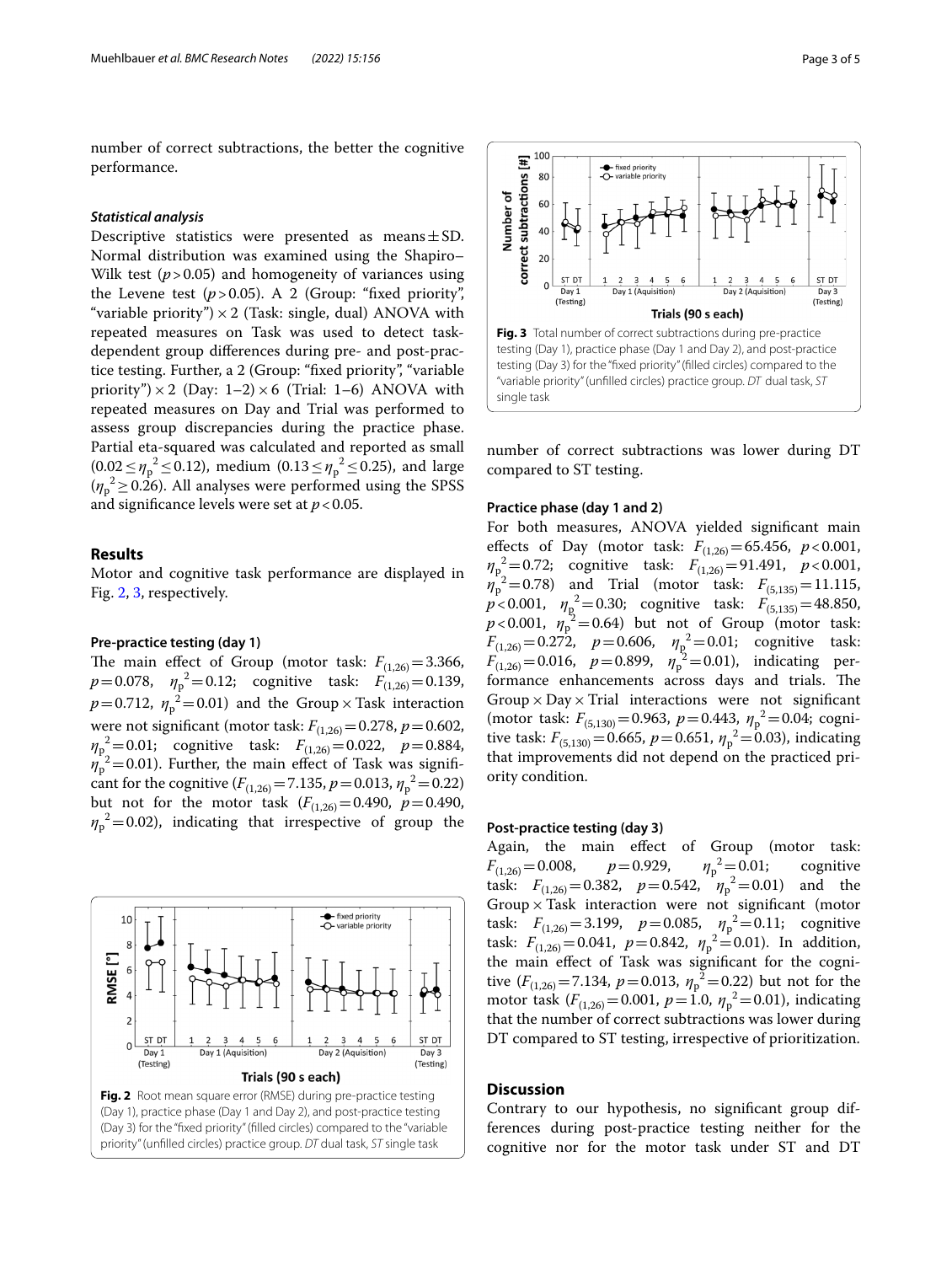number of correct subtractions, the better the cognitive performance.

### *Statistical analysis*

Descriptive statistics were presented as means ± SD. Normal distribution was examined using the Shapiro–Wilk test ($p > 0.05$) and homogeneity of variances using the Levene test ($p > 0.05$). A 2 (Group: "fixed priority", "variable priority") × 2 (Task: single, dual) ANOVA with repeated measures on Task was used to detect task-dependent group differences during pre- and post-practice testing. Further, a 2 (Group: "fixed priority", "variable priority") × 2 (Day: 1–2) × 6 (Trial: 1–6) ANOVA with repeated measures on Day and Trial was performed to assess group discrepancies during the practice phase. Partial eta-squared was calculated and reported as small ($0.02 \leq \eta_p^2 \leq 0.12$), medium ($0.13 \leq \eta_p^2 \leq 0.25$), and large ($\eta_p^2 \geq 0.26$). All analyses were performed using the SPSS and significance levels were set at $p < 0.05$.

## Results

Motor and cognitive task performance are displayed in Fig. 2, 3, respectively.

### Pre-practice testing (day 1)

The main effect of Group (motor task: $F_{(1,26)} = 3.366$, $p = 0.078$, $\eta_p^2 = 0.12$; cognitive task: $F_{(1,26)} = 0.139$, $p = 0.712$, $\eta_p^2 = 0.01$) and the Group × Task interaction were not significant (motor task: $F_{(1,26)} = 0.278$, $p = 0.602$, $\eta_p^2 = 0.01$; cognitive task: $F_{(1,26)} = 0.022$, $p = 0.884$, $\eta_p^2 = 0.01$). Further, the main effect of Task was significant for the cognitive ($F_{(1,26)} = 7.135$, $p = 0.013$, $\eta_p^2 = 0.22$) but not for the motor task ($F_{(1,26)} = 0.490$, $p = 0.490$, $\eta_p^2 = 0.02$), indicating that irrespective of group the number of correct subtractions was lower during DT compared to ST testing.

Fig. 2 Root mean square error (RMSE) during pre-practice testing (Day 1), practice phase (Day 1 and Day 2), and post-practice testing (Day 3) for the "fixed priority" (filled circles) compared to the "variable priority" (unfilled circles) practice group. *DT* dual task, *ST* single task

Fig. 3 Total number of correct subtractions during pre-practice testing (Day 1), practice phase (Day 1 and Day 2), and post-practice testing (Day 3) for the "fixed priority" (filled circles) compared to the "variable priority" (unfilled circles) practice group. *DT* dual task, *ST* single task

### Practice phase (day 1 and 2)

For both measures, ANOVA yielded significant main effects of Day (motor task: $F_{(1,26)} = 65.456$, $p < 0.001$, $\eta_p^2 = 0.72$; cognitive task: $F_{(1,26)} = 91.491$, $p < 0.001$, $\eta_p^2 = 0.78$) and Trial (motor task: $F_{(5,135)} = 11.115$, $p < 0.001$, $\eta_p^2 = 0.30$; cognitive task: $F_{(5,135)} = 48.850$, $p < 0.001$, $\eta_p^2 = 0.64$) but not of Group (motor task: $F_{(1,26)} = 0.272$, $p = 0.606$, $\eta_p^2 = 0.01$; cognitive task: $F_{(1,26)} = 0.016$, $p = 0.899$, $\eta_p^2 = 0.01$), indicating performance enhancements across days and trials. The Group × Day × Trial interactions were not significant (motor task: $F_{(5,130)} = 0.963$, $p = 0.443$, $\eta_p^2 = 0.04$; cognitive task: $F_{(5,130)} = 0.665$, $p = 0.651$, $\eta_p^2 = 0.03$), indicating that improvements did not depend on the practiced priority condition.

### Post-practice testing (day 3)

Again, the main effect of Group (motor task: $F_{(1,26)} = 0.008$, $p = 0.929$, $\eta_p^2 = 0.01$; cognitive task: $F_{(1,26)} = 0.382$, $p = 0.542$, $\eta_p^2 = 0.01$) and the Group × Task interaction were not significant (motor task: $F_{(1,26)} = 3.199$, $p = 0.085$, $\eta_p^2 = 0.11$; cognitive task: $F_{(1,26)} = 0.041$, $p = 0.842$, $\eta_p^2 = 0.01$). In addition, the main effect of Task was significant for the cognitive ($F_{(1,26)} = 7.134$, $p = 0.013$, $\eta_p^2 = 0.22$) but not for the motor task ($F_{(1,26)} = 0.001$, $p = 1.0$, $\eta_p^2 = 0.01$), indicating that the number of correct subtractions was lower during DT compared to ST testing, irrespective of prioritization.

## Discussion

Contrary to our hypothesis, no significant group differences during post-practice testing neither for the cognitive nor for the motor task under ST and DT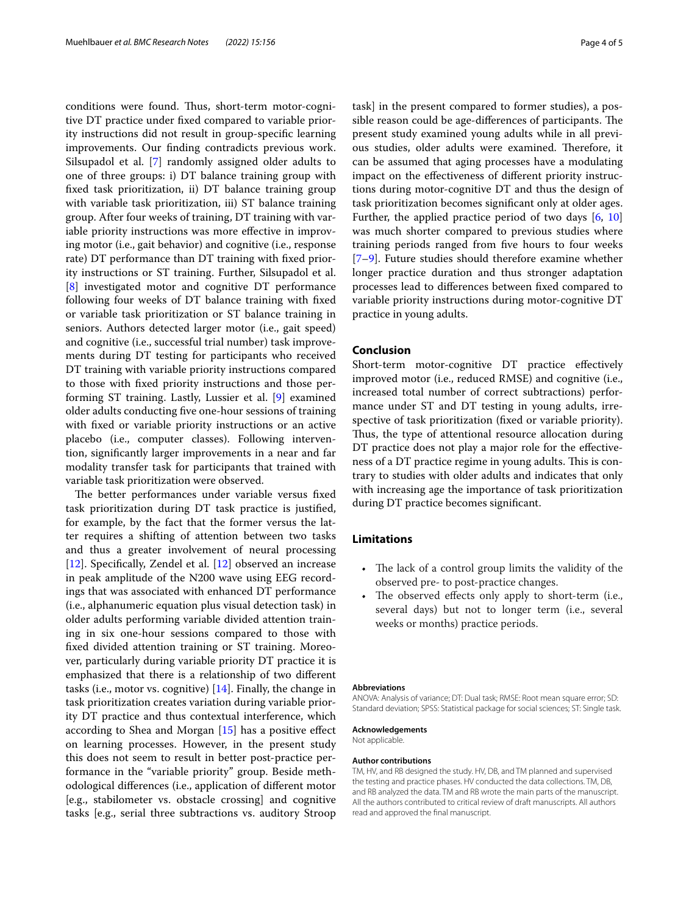conditions were found. Thus, short-term motor-cognitive DT practice under fixed compared to variable priority instructions did not result in group-specific learning improvements. Our finding contradicts previous work. Silsupadol et al. [7] randomly assigned older adults to one of three groups: i) DT balance training group with fixed task prioritization, ii) DT balance training group with variable task prioritization, iii) ST balance training group. After four weeks of training, DT training with variable priority instructions was more effective in improving motor (i.e., gait behavior) and cognitive (i.e., response rate) DT performance than DT training with fixed priority instructions or ST training. Further, Silsupadol et al. [8] investigated motor and cognitive DT performance following four weeks of DT balance training with fixed or variable task prioritization or ST balance training in seniors. Authors detected larger motor (i.e., gait speed) and cognitive (i.e., successful trial number) task improvements during DT testing for participants who received DT training with variable priority instructions compared to those with fixed priority instructions and those performing ST training. Lastly, Lussier et al. [9] examined older adults conducting five one-hour sessions of training with fixed or variable priority instructions or an active placebo (i.e., computer classes). Following intervention, significantly larger improvements in a near and far modality transfer task for participants that trained with variable task prioritization were observed.

The better performances under variable versus fixed task prioritization during DT task practice is justified, for example, by the fact that the former versus the latter requires a shifting of attention between two tasks and thus a greater involvement of neural processing [12]. Specifically, Zendel et al. [12] observed an increase in peak amplitude of the N200 wave using EEG recordings that was associated with enhanced DT performance (i.e., alphanumeric equation plus visual detection task) in older adults performing variable divided attention training in six one-hour sessions compared to those with fixed divided attention training or ST training. Moreover, particularly during variable priority DT practice it is emphasized that there is a relationship of two different tasks (i.e., motor vs. cognitive) [14]. Finally, the change in task prioritization creates variation during variable priority DT practice and thus contextual interference, which according to Shea and Morgan [15] has a positive effect on learning processes. However, in the present study this does not seem to result in better post-practice performance in the "variable priority" group. Beside methodological differences (i.e., application of different motor [e.g., stabilometer vs. obstacle crossing] and cognitive tasks [e.g., serial three subtractions vs. auditory Stroop task] in the present compared to former studies), a possible reason could be age-differences of participants. The present study examined young adults while in all previous studies, older adults were examined. Therefore, it can be assumed that aging processes have a modulating impact on the effectiveness of different priority instructions during motor-cognitive DT and thus the design of task prioritization becomes significant only at older ages. Further, the applied practice period of two days [6, 10] was much shorter compared to previous studies where training periods ranged from five hours to four weeks [7–9]. Future studies should therefore examine whether longer practice duration and thus stronger adaptation processes lead to differences between fixed compared to variable priority instructions during motor-cognitive DT practice in young adults.

## Conclusion

Short-term motor-cognitive DT practice effectively improved motor (i.e., reduced RMSE) and cognitive (i.e., increased total number of correct subtractions) performance under ST and DT testing in young adults, irrespective of task prioritization (fixed or variable priority). Thus, the type of attentional resource allocation during DT practice does not play a major role for the effectiveness of a DT practice regime in young adults. This is contrary to studies with older adults and indicates that only with increasing age the importance of task prioritization during DT practice becomes significant.

## Limitations

- The lack of a control group limits the validity of the observed pre- to post-practice changes.
- The observed effects only apply to short-term (i.e., several days) but not to longer term (i.e., several weeks or months) practice periods.

#### Abbreviations

ANOVA: Analysis of variance; DT: Dual task; RMSE: Root mean square error; SD: Standard deviation; SPSS: Statistical package for social sciences; ST: Single task.

#### Acknowledgements

Not applicable.

#### Author contributions

TM, HV, and RB designed the study. HV, DB, and TM planned and supervised the testing and practice phases. HV conducted the data collections. TM, DB, and RB analyzed the data. TM and RB wrote the main parts of the manuscript. All the authors contributed to critical review of draft manuscripts. All authors read and approved the final manuscript.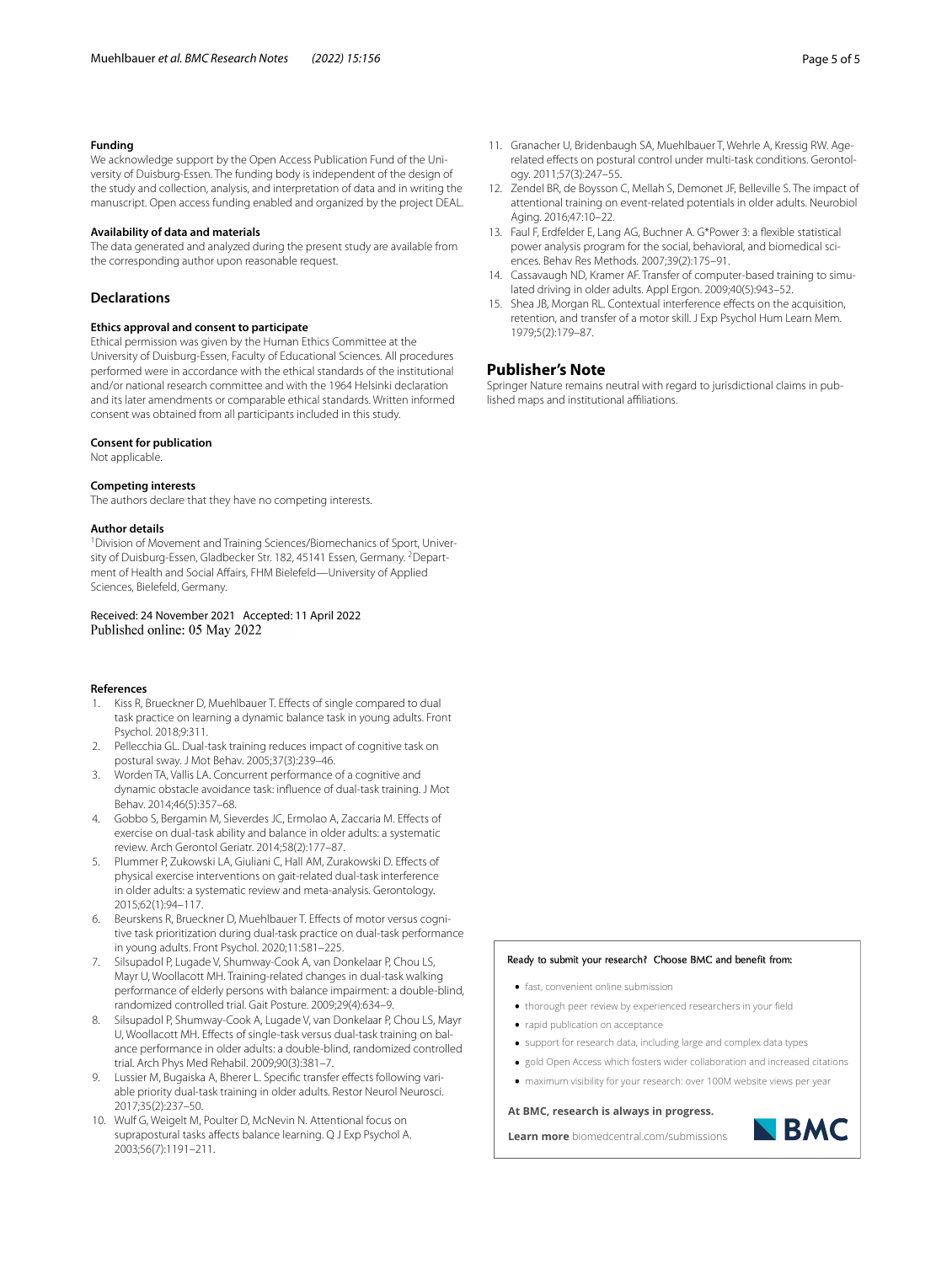#### Funding

We acknowledge support by the Open Access Publication Fund of the University of Duisburg-Essen. The funding body is independent of the design of the study and collection, analysis, and interpretation of data and in writing the manuscript. Open access funding enabled and organized by the project DEAL.

#### Availability of data and materials

The data generated and analyzed during the present study are available from the corresponding author upon reasonable request.

### Declarations

#### Ethics approval and consent to participate

Ethical permission was given by the Human Ethics Committee at the University of Duisburg-Essen, Faculty of Educational Sciences. All procedures performed were in accordance with the ethical standards of the institutional and/or national research committee and with the 1964 Helsinki declaration and its later amendments or comparable ethical standards. Written informed consent was obtained from all participants included in this study.

#### Consent for publication

Not applicable.

#### Competing interests

The authors declare that they have no competing interests.

#### Author details

[1]Division of Movement and Training Sciences/Biomechanics of Sport, University of Duisburg-Essen, Gladbecker Str. 182, 45141 Essen, Germany. [2]Department of Health and Social Affairs, FHM Bielefeld—University of Applied Sciences, Bielefeld, Germany.

Received: 24 November 2021 Accepted: 11 April 2022
Published online: 05 May 2022

#### References

1. Kiss R, Brueckner D, Muehlbauer T. Effects of single compared to dual task practice on learning a dynamic balance task in young adults. Front Psychol. 2018;9:311.
2. Pellecchia GL. Dual-task training reduces impact of cognitive task on postural sway. J Mot Behav. 2005;37(3):239–46.
3. Worden TA, Vallis LA. Concurrent performance of a cognitive and dynamic obstacle avoidance task: influence of dual-task training. J Mot Behav. 2014;46(5):357–68.
4. Gobbo S, Bergamin M, Sieverdes JC, Ermolao A, Zaccaria M. Effects of exercise on dual-task ability and balance in older adults: a systematic review. Arch Gerontol Geriatr. 2014;58(2):177–87.
5. Plummer P, Zukowski LA, Giuliani C, Hall AM, Zurakowski D. Effects of physical exercise interventions on gait-related dual-task interference in older adults: a systematic review and meta-analysis. Gerontology. 2015;62(1):94–117.
6. Beurskens R, Brueckner D, Muehlbauer T. Effects of motor versus cognitive task prioritization during dual-task practice on dual-task performance in young adults. Front Psychol. 2020;11:581–225.
7. Silsupadol P, Lugade V, Shumway-Cook A, van Donkelaar P, Chou LS, Mayr U, Woollacott MH. Training-related changes in dual-task walking performance of elderly persons with balance impairment: a double-blind, randomized controlled trial. Gait Posture. 2009;29(4):634–9.
8. Silsupadol P, Shumway-Cook A, Lugade V, van Donkelaar P, Chou LS, Mayr U, Woollacott MH. Effects of single-task versus dual-task training on balance performance in older adults: a double-blind, randomized controlled trial. Arch Phys Med Rehabil. 2009;90(3):381–7.
9. Lussier M, Bugaiska A, Bherer L. Specific transfer effects following variable priority dual-task training in older adults. Restor Neurol Neurosci. 2017;35(2):237–50.
10. Wulf G, Weigelt M, Poulter D, McNevin N. Attentional focus on suprapostural tasks affects balance learning. Q J Exp Psychol A. 2003;56(7):1191–211.
11. Granacher U, Bridenbaugh SA, Muehlbauer T, Wehrle A, Kressig RW. Age-related effects on postural control under multi-task conditions. Gerontology. 2011;57(3):247–55.
12. Zendel BR, de Boysson C, Mellah S, Demonet JF, Belleville S. The impact of attentional training on event-related potentials in older adults. Neurobiol Aging. 2016;47:10–22.
13. Faul F, Erdfelder E, Lang AG, Buchner A. G*Power 3: a flexible statistical power analysis program for the social, behavioral, and biomedical sciences. Behav Res Methods. 2007;39(2):175–91.
14. Cassavaugh ND, Kramer AF. Transfer of computer-based training to simulated driving in older adults. Appl Ergon. 2009;40(5):943–52.
15. Shea JB, Morgan RL. Contextual interference effects on the acquisition, retention, and transfer of a motor skill. J Exp Psychol Hum Learn Mem. 1979;5(2):179–87.

### Publisher's Note

Springer Nature remains neutral with regard to jurisdictional claims in published maps and institutional affiliations.

Ready to submit your research? Choose BMC and benefit from:

- fast, convenient online submission
- thorough peer review by experienced researchers in your field
- rapid publication on acceptance
- support for research data, including large and complex data types
- gold Open Access which fosters wider collaboration and increased citations
- maximum visibility for your research: over 100M website views per year

**At BMC, research is always in progress.**

**Learn more** biomedcentral.com/submissions

BMC